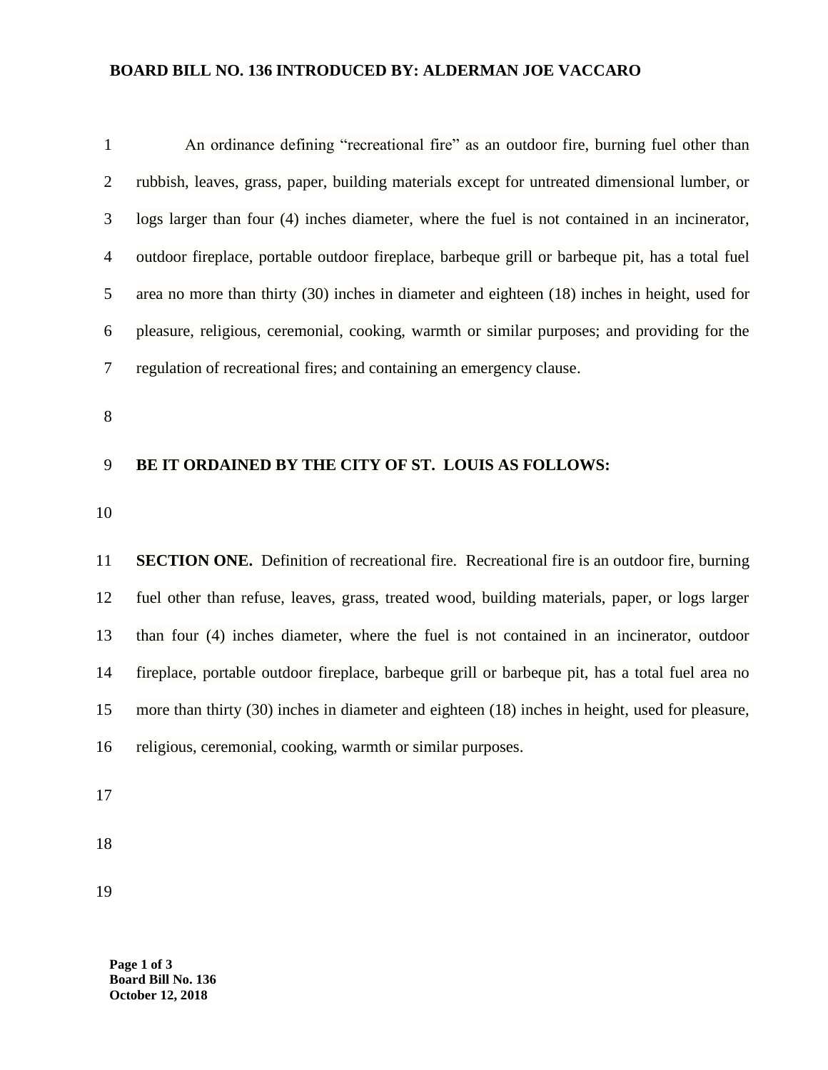**BOARD BILL NO. 136 INTRODUCED BY: ALDERMAN JOE VACCARO**

An ordinance defining "recreational fire" as an outdoor fire, burning fuel other than rubbish, leaves, grass, paper, building materials except for untreated dimensional lumber, or logs larger than four (4) inches diameter, where the fuel is not contained in an incinerator, outdoor fireplace, portable outdoor fireplace, barbeque grill or barbeque pit, has a total fuel area no more than thirty (30) inches in diameter and eighteen (18) inches in height, used for pleasure, religious, ceremonial, cooking, warmth or similar purposes; and providing for the regulation of recreational fires; and containing an emergency clause.

**BE IT ORDAINED BY THE CITY OF ST. LOUIS AS FOLLOWS:**

**SECTION ONE.** Definition of recreational fire. Recreational fire is an outdoor fire, burning fuel other than refuse, leaves, grass, treated wood, building materials, paper, or logs larger than four (4) inches diameter, where the fuel is not contained in an incinerator, outdoor fireplace, portable outdoor fireplace, barbeque grill or barbeque pit, has a total fuel area no more than thirty (30) inches in diameter and eighteen (18) inches in height, used for pleasure, religious, ceremonial, cooking, warmth or similar purposes.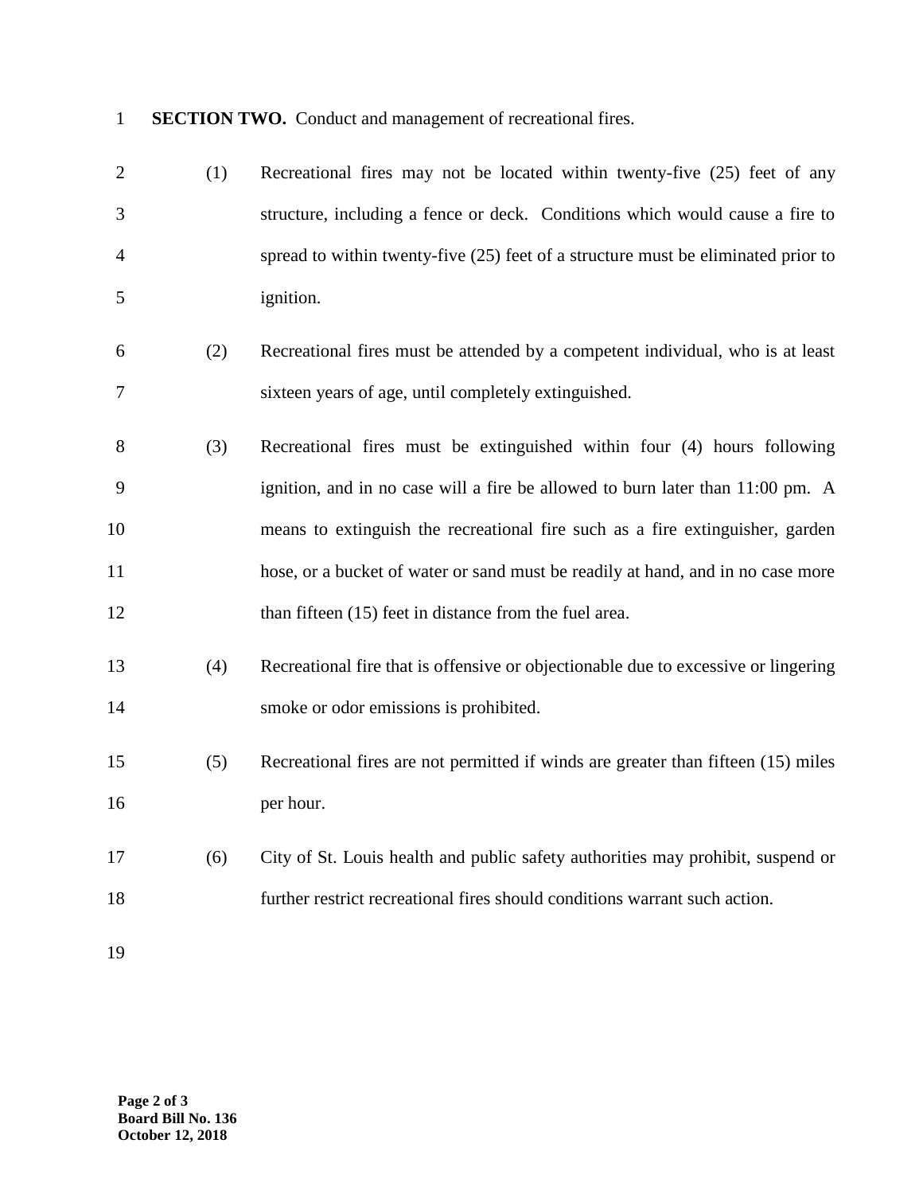**SECTION TWO.** Conduct and management of recreational fires.

(1) Recreational fires may not be located within twenty-five (25) feet of any structure, including a fence or deck. Conditions which would cause a fire to spread to within twenty-five (25) feet of a structure must be eliminated prior to ignition.

(2) Recreational fires must be attended by a competent individual, who is at least sixteen years of age, until completely extinguished.

(3) Recreational fires must be extinguished within four (4) hours following ignition, and in no case will a fire be allowed to burn later than 11:00 pm. A means to extinguish the recreational fire such as a fire extinguisher, garden hose, or a bucket of water or sand must be readily at hand, and in no case more than fifteen (15) feet in distance from the fuel area.

(4) Recreational fire that is offensive or objectionable due to excessive or lingering smoke or odor emissions is prohibited.

(5) Recreational fires are not permitted if winds are greater than fifteen (15) miles per hour.

(6) City of St. Louis health and public safety authorities may prohibit, suspend or further restrict recreational fires should conditions warrant such action.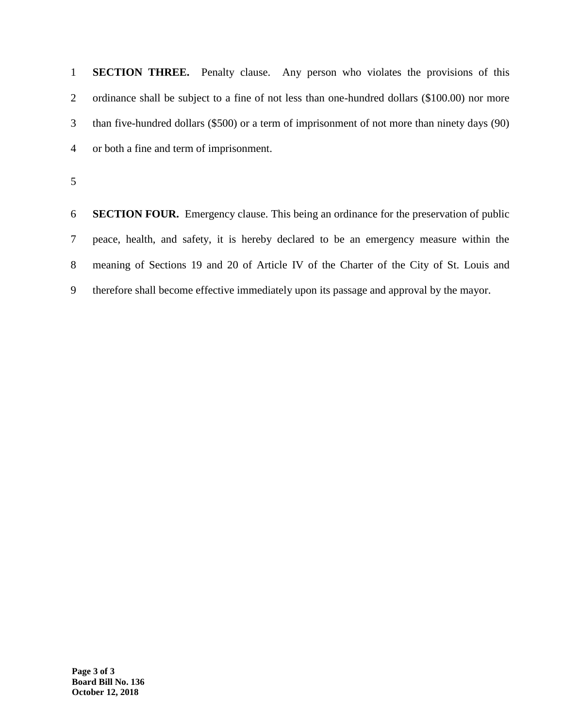**SECTION THREE.** Penalty clause. Any person who violates the provisions of this ordinance shall be subject to a fine of not less than one-hundred dollars ($100.00) nor more than five-hundred dollars ($500) or a term of imprisonment of not more than ninety days (90) or both a fine and term of imprisonment.

**SECTION FOUR.** Emergency clause. This being an ordinance for the preservation of public peace, health, and safety, it is hereby declared to be an emergency measure within the meaning of Sections 19 and 20 of Article IV of the Charter of the City of St. Louis and therefore shall become effective immediately upon its passage and approval by the mayor.